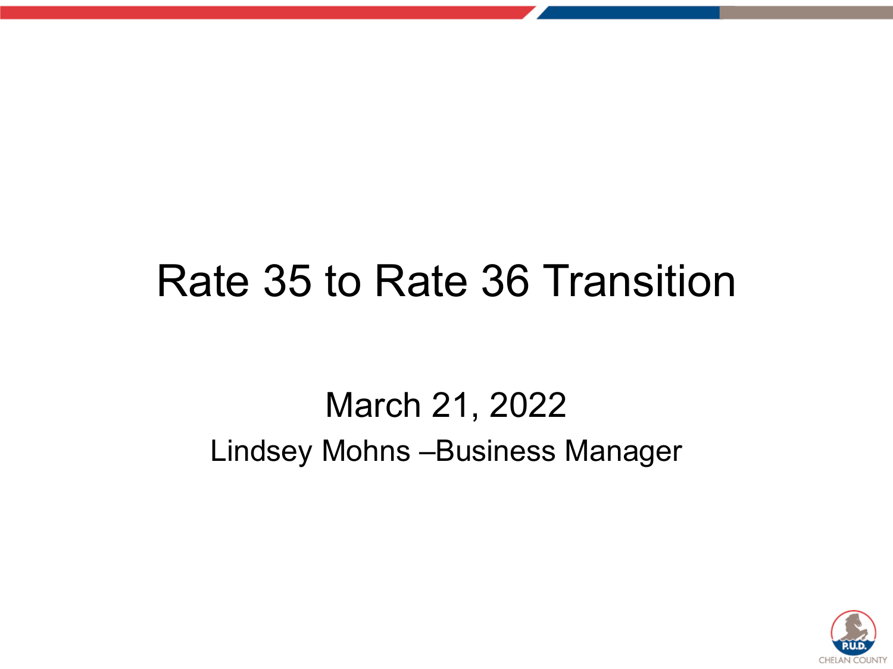# Rate 35 to Rate 36 Transition

March 21, 2022

Lindsey Mohns –Business Manager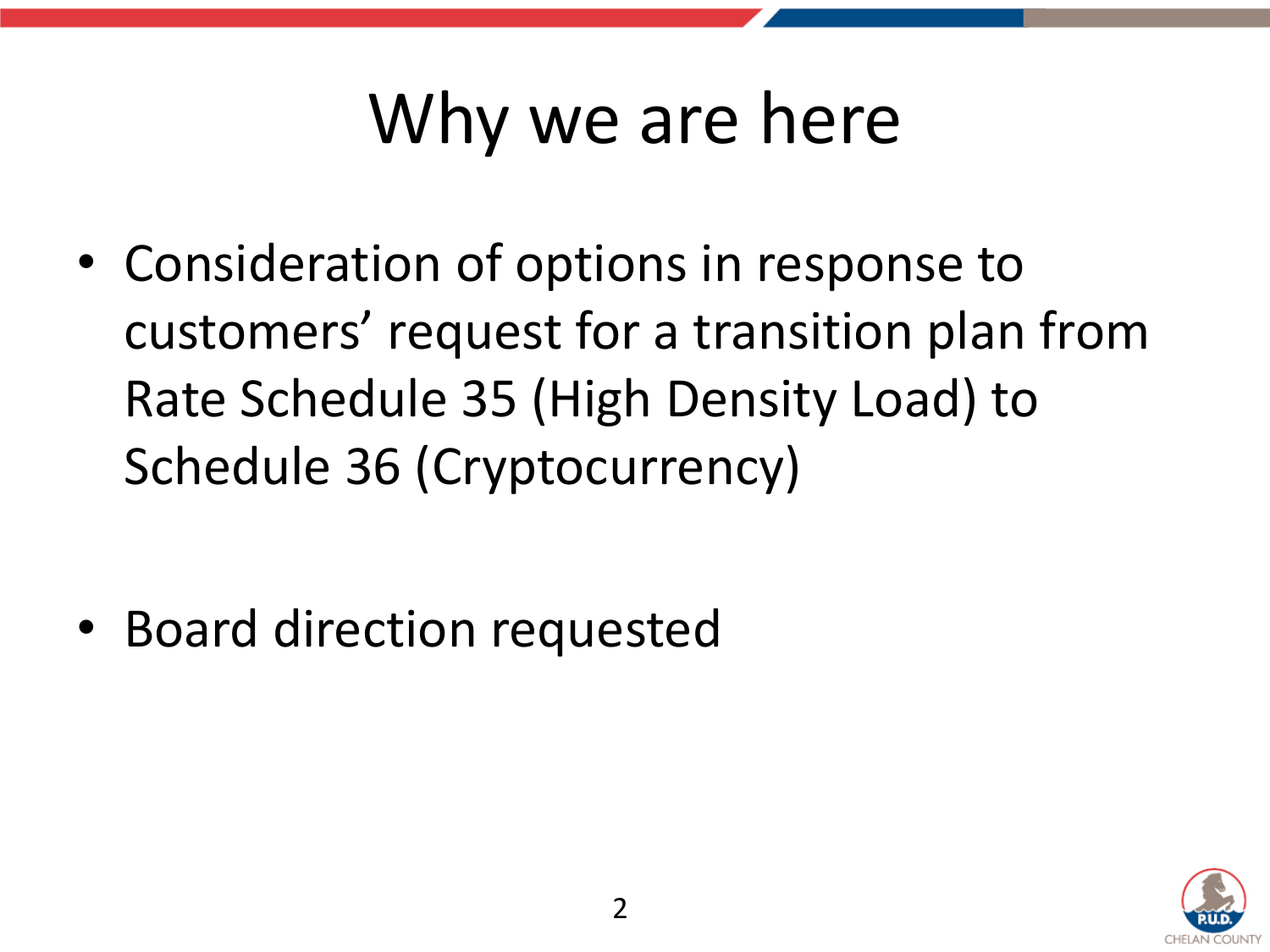# Why we are here

- Consideration of options in response to customers' request for a transition plan from Rate Schedule 35 (High Density Load) to Schedule 36 (Cryptocurrency)

- Board direction requested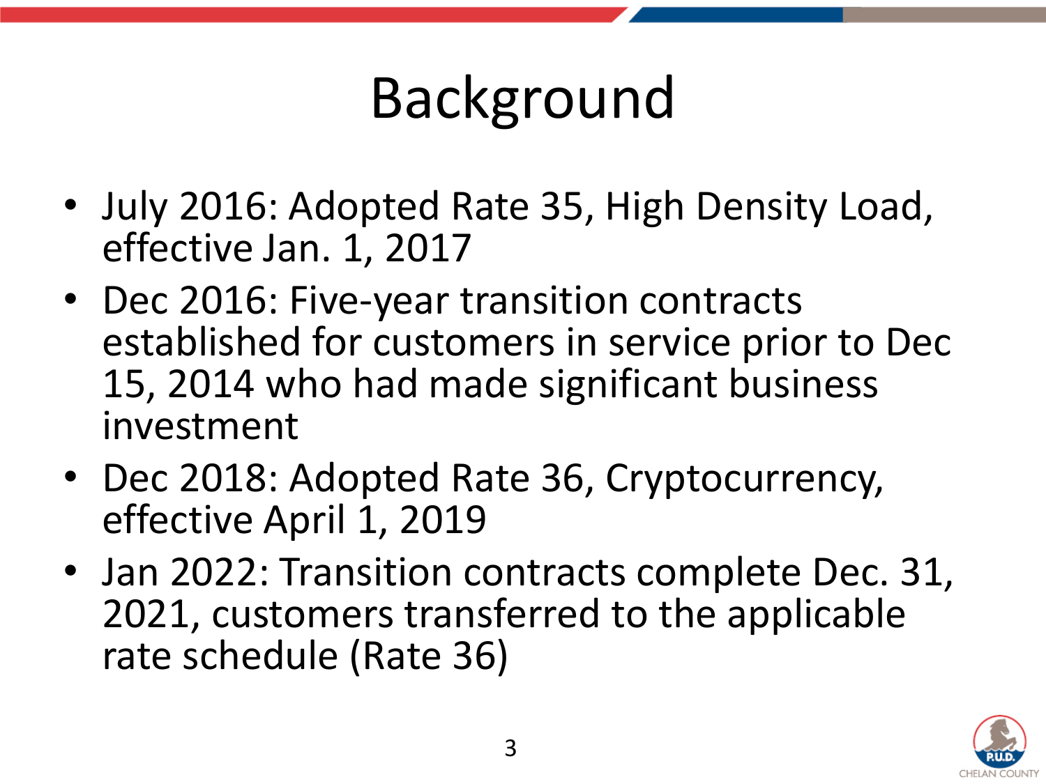# Background

- July 2016: Adopted Rate 35, High Density Load, effective Jan. 1, 2017
- Dec 2016: Five-year transition contracts established for customers in service prior to Dec 15, 2014 who had made significant business investment
- Dec 2018: Adopted Rate 36, Cryptocurrency, effective April 1, 2019
- Jan 2022: Transition contracts complete Dec. 31, 2021, customers transferred to the applicable rate schedule (Rate 36)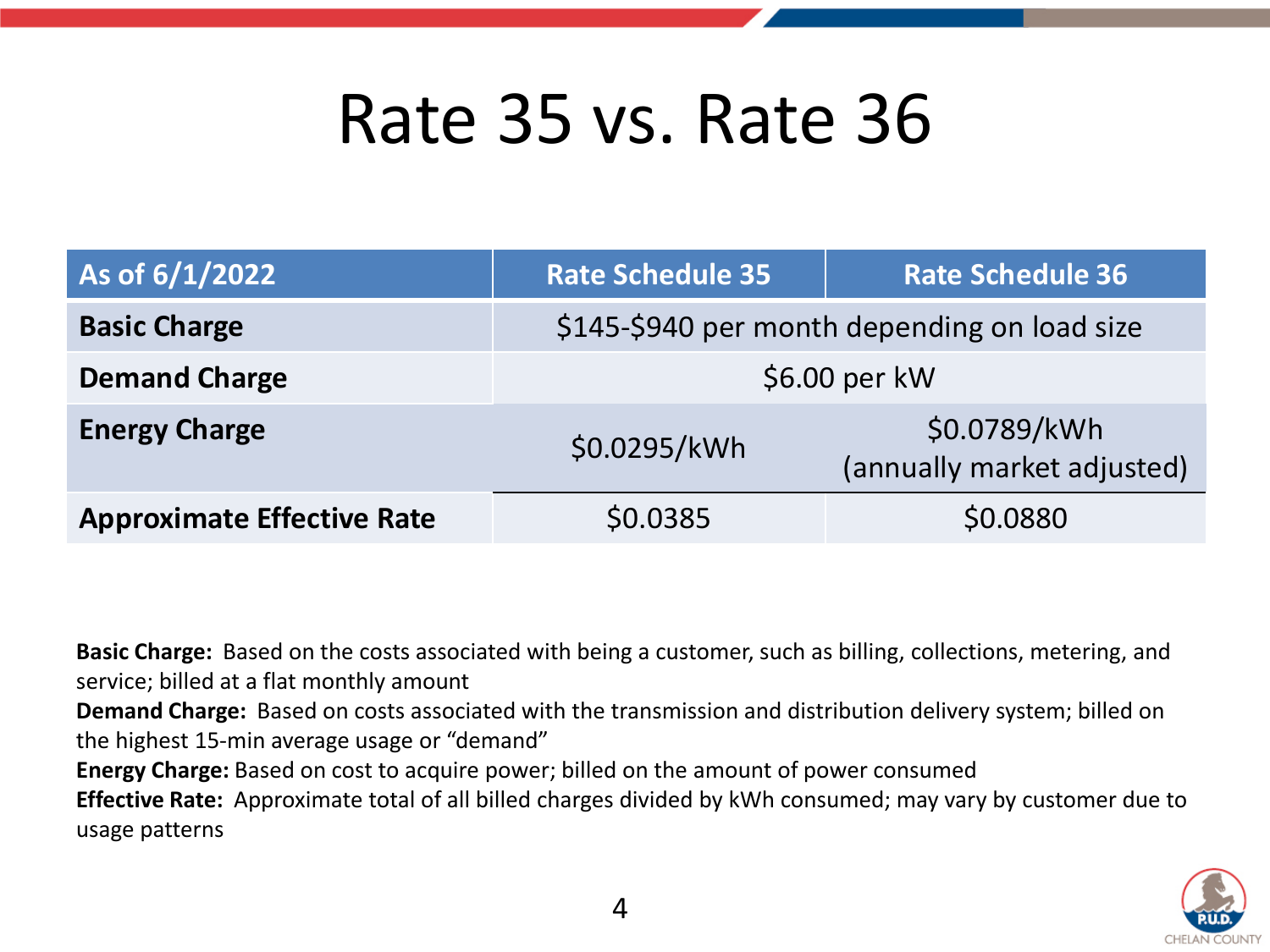# Rate 35 vs. Rate 36

| As of 6/1/2022 | Rate Schedule 35 | Rate Schedule 36 |
|---|---|---|
| **Basic Charge** | $145-$940 per month depending on load size | |
| **Demand Charge** | $6.00 per kW | |
| **Energy Charge** | $0.0295/kWh | $0.0789/kWh (annually market adjusted) |
| **Approximate Effective Rate** | $0.0385 | $0.0880 |

**Basic Charge:** Based on the costs associated with being a customer, such as billing, collections, metering, and service; billed at a flat monthly amount

**Demand Charge:** Based on costs associated with the transmission and distribution delivery system; billed on the highest 15-min average usage or "demand"

**Energy Charge:** Based on cost to acquire power; billed on the amount of power consumed

**Effective Rate:** Approximate total of all billed charges divided by kWh consumed; may vary by customer due to usage patterns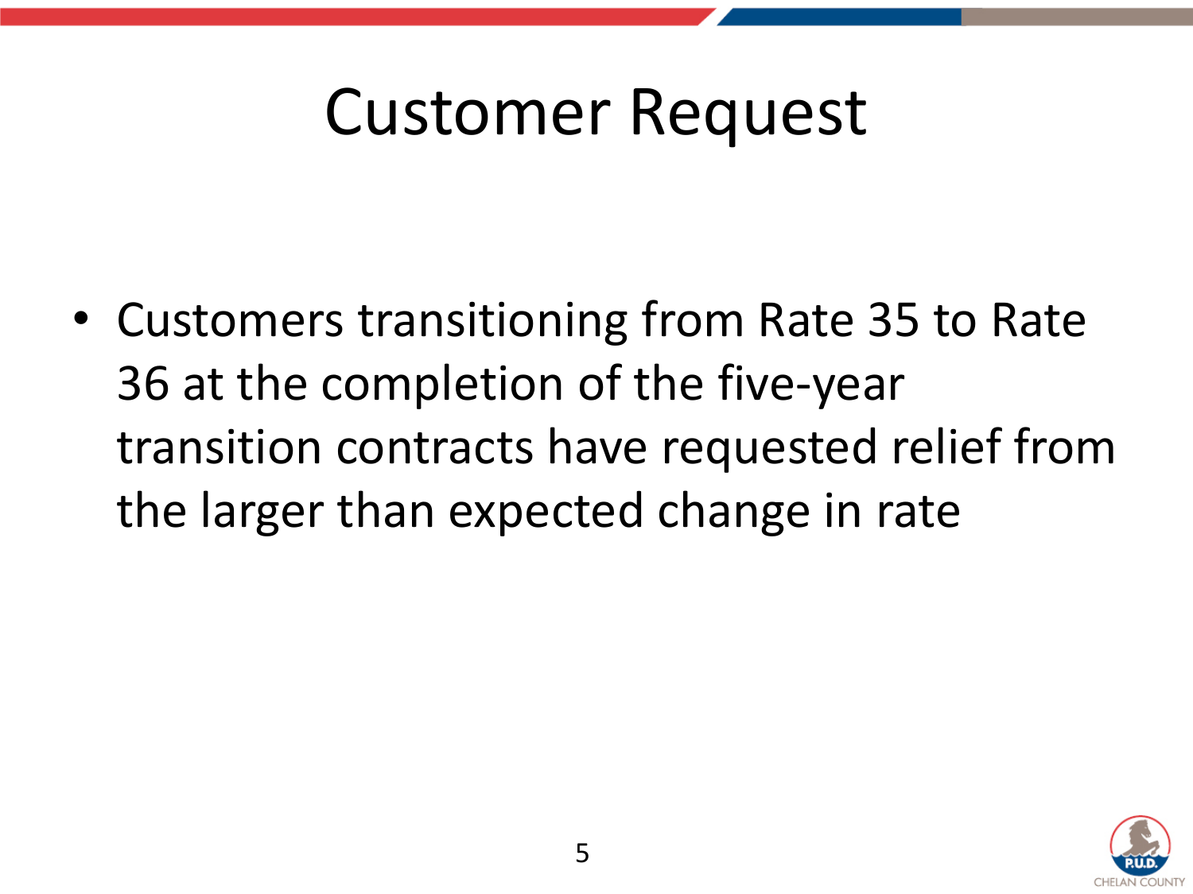# Customer Request

- Customers transitioning from Rate 35 to Rate 36 at the completion of the five-year transition contracts have requested relief from the larger than expected change in rate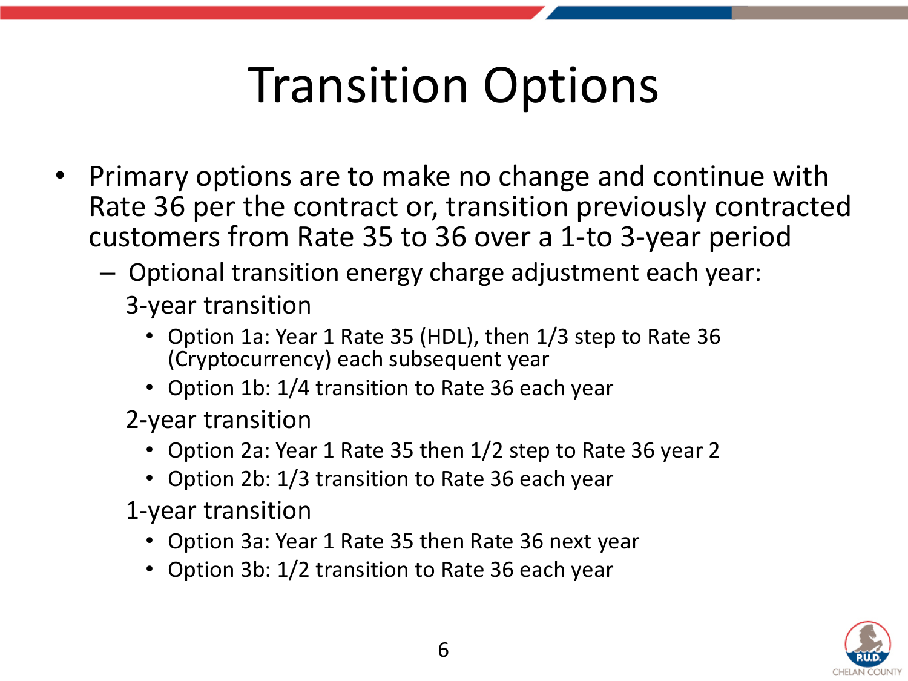# Transition Options

- Primary options are to make no change and continue with Rate 36 per the contract or, transition previously contracted customers from Rate 35 to 36 over a 1-to 3-year period
  - Optional transition energy charge adjustment each year:

    3-year transition
    - Option 1a: Year 1 Rate 35 (HDL), then 1/3 step to Rate 36 (Cryptocurrency) each subsequent year
    - Option 1b: 1/4 transition to Rate 36 each year

    2-year transition
    - Option 2a: Year 1 Rate 35 then 1/2 step to Rate 36 year 2
    - Option 2b: 1/3 transition to Rate 36 each year

    1-year transition
    - Option 3a: Year 1 Rate 35 then Rate 36 next year
    - Option 3b: 1/2 transition to Rate 36 each year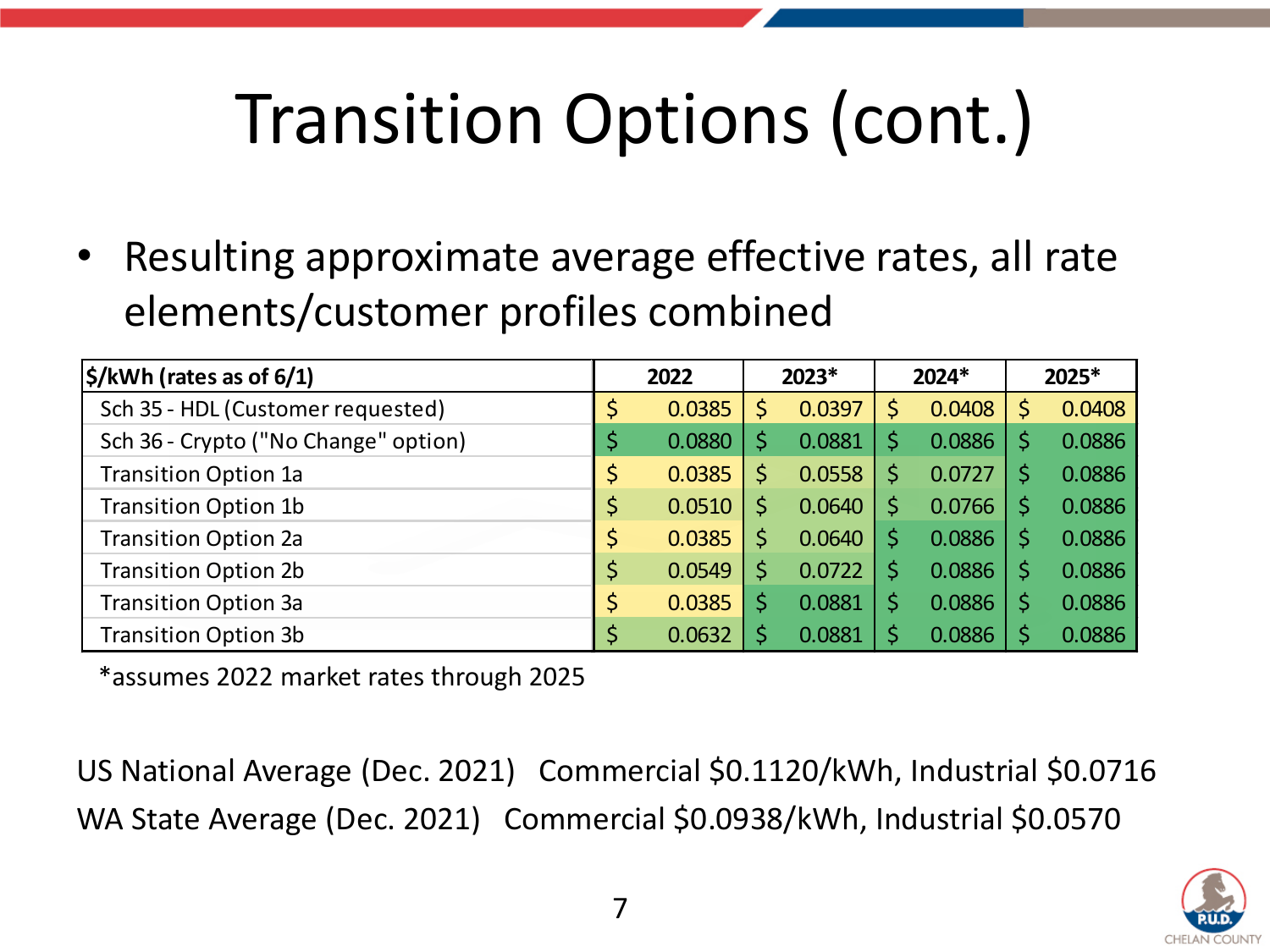# Transition Options (cont.)

- Resulting approximate average effective rates, all rate elements/customer profiles combined

| $/kWh (rates as of 6/1) | 2022 | 2023* | 2024* | 2025* |
|---|---|---|---|---|
| Sch 35 - HDL (Customer requested) | $ 0.0385 | $ 0.0397 | $ 0.0408 | $ 0.0408 |
| Sch 36 - Crypto ("No Change" option) | $ 0.0880 | $ 0.0881 | $ 0.0886 | $ 0.0886 |
| Transition Option 1a | $ 0.0385 | $ 0.0558 | $ 0.0727 | $ 0.0886 |
| Transition Option 1b | $ 0.0510 | $ 0.0640 | $ 0.0766 | $ 0.0886 |
| Transition Option 2a | $ 0.0385 | $ 0.0640 | $ 0.0886 | $ 0.0886 |
| Transition Option 2b | $ 0.0549 | $ 0.0722 | $ 0.0886 | $ 0.0886 |
| Transition Option 3a | $ 0.0385 | $ 0.0881 | $ 0.0886 | $ 0.0886 |
| Transition Option 3b | $ 0.0632 | $ 0.0881 | $ 0.0886 | $ 0.0886 |

*assumes 2022 market rates through 2025

US National Average (Dec. 2021) Commercial $0.1120/kWh, Industrial $0.0716

WA State Average (Dec. 2021) Commercial $0.0938/kWh, Industrial $0.0570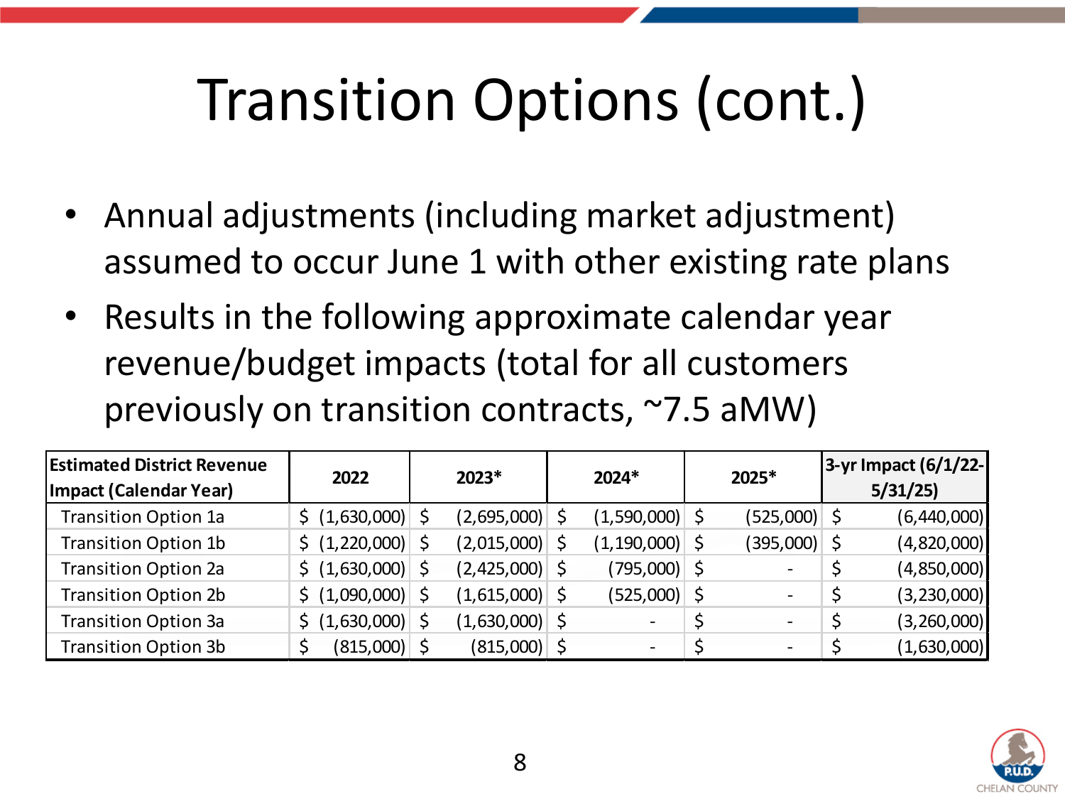# Transition Options (cont.)

- Annual adjustments (including market adjustment) assumed to occur June 1 with other existing rate plans
- Results in the following approximate calendar year revenue/budget impacts (total for all customers previously on transition contracts, ~7.5 aMW)

| Estimated District Revenue Impact (Calendar Year) | 2022 | 2023* | 2024* | 2025* | 3-yr Impact (6/1/22-5/31/25) |
|---|---|---|---|---|---|
| Transition Option 1a | $ (1,630,000) | $ (2,695,000) | $ (1,590,000) | $ (525,000) | $ (6,440,000) |
| Transition Option 1b | $ (1,220,000) | $ (2,015,000) | $ (1,190,000) | $ (395,000) | $ (4,820,000) |
| Transition Option 2a | $ (1,630,000) | $ (2,425,000) | $ (795,000) | $ - | $ (4,850,000) |
| Transition Option 2b | $ (1,090,000) | $ (1,615,000) | $ (525,000) | $ - | $ (3,230,000) |
| Transition Option 3a | $ (1,630,000) | $ (1,630,000) | $ - | $ - | $ (3,260,000) |
| Transition Option 3b | $ (815,000) | $ (815,000) | $ - | $ - | $ (1,630,000) |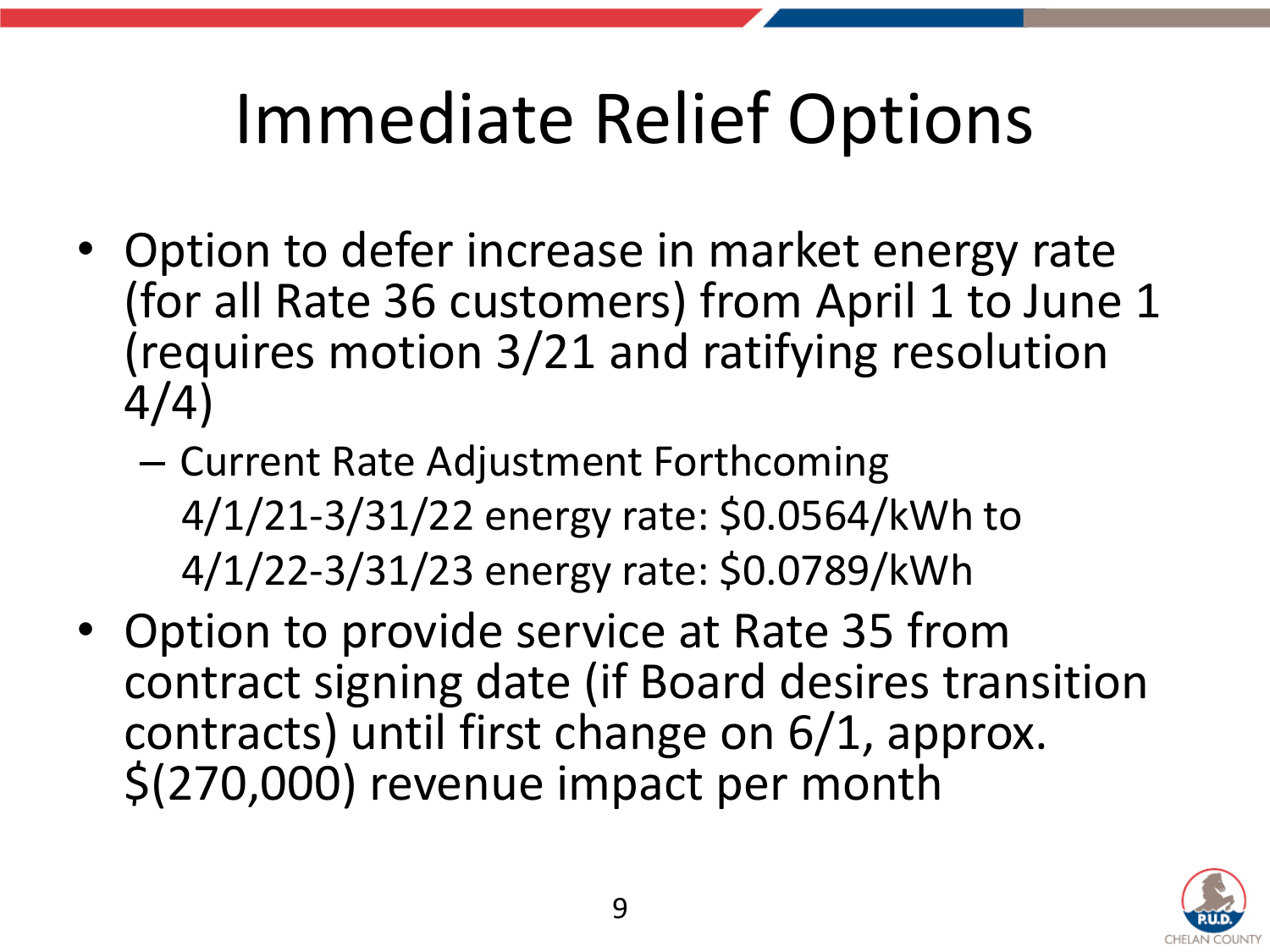# Immediate Relief Options

- Option to defer increase in market energy rate (for all Rate 36 customers) from April 1 to June 1 (requires motion 3/21 and ratifying resolution 4/4)
  - Current Rate Adjustment Forthcoming
    4/1/21-3/31/22 energy rate: $0.0564/kWh to
    4/1/22-3/31/23 energy rate: $0.0789/kWh
- Option to provide service at Rate 35 from contract signing date (if Board desires transition contracts) until first change on 6/1, approx. $(270,000) revenue impact per month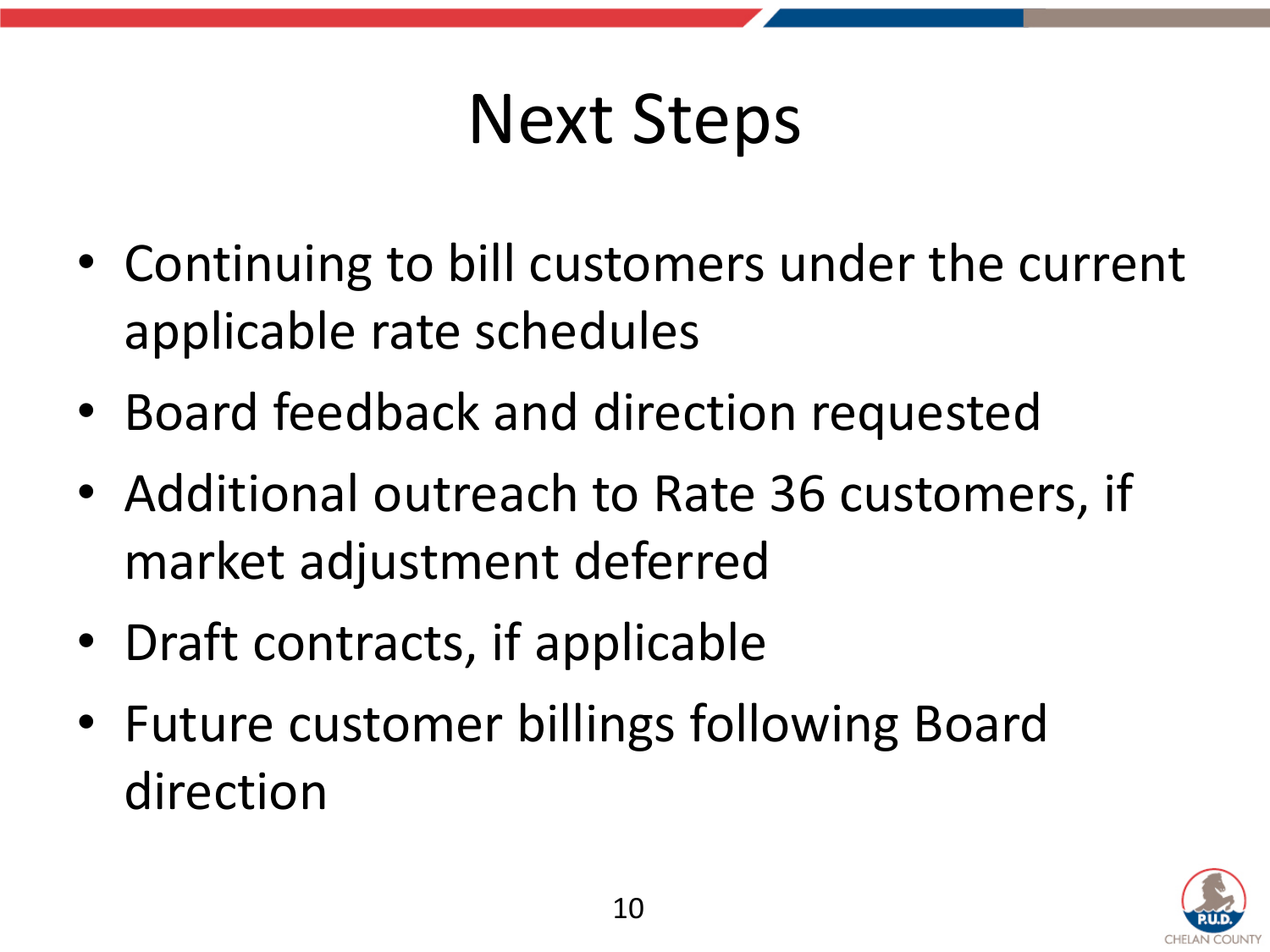# Next Steps

- Continuing to bill customers under the current applicable rate schedules
- Board feedback and direction requested
- Additional outreach to Rate 36 customers, if market adjustment deferred
- Draft contracts, if applicable
- Future customer billings following Board direction